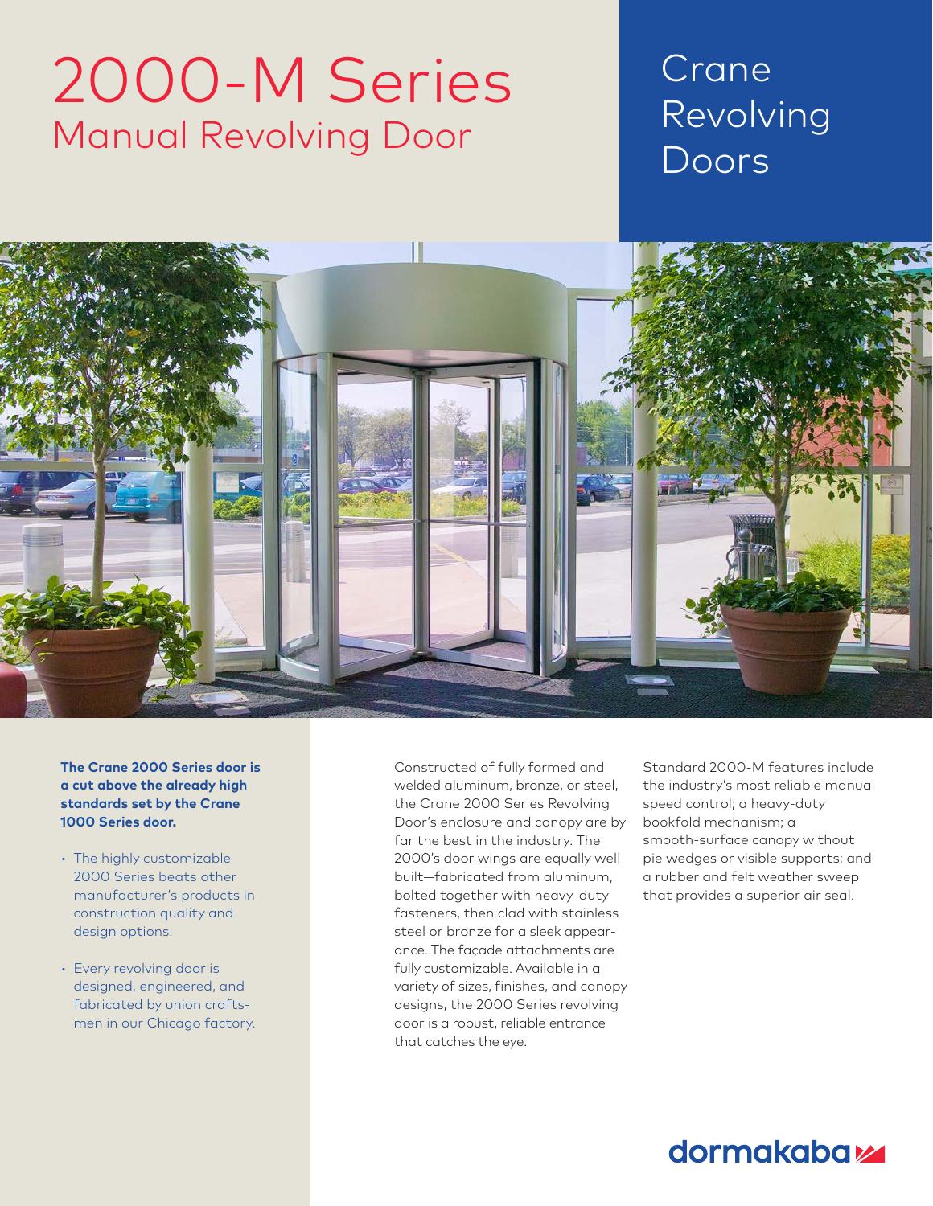# 2000-M Series

## Manual Revolving Door

Crane Revolving Doors

**The Crane 2000 Series door is a cut above the already high standards set by the Crane 1000 Series door.**

- The highly customizable 2000 Series beats other manufacturer's products in construction quality and design options.
- Every revolving door is designed, engineered, and fabricated by union craftsmen in our Chicago factory.

Constructed of fully formed and welded aluminum, bronze, or steel, the Crane 2000 Series Revolving Door's enclosure and canopy are by far the best in the industry. The 2000's door wings are equally well built—fabricated from aluminum, bolted together with heavy-duty fasteners, then clad with stainless steel or bronze for a sleek appearance. The façade attachments are fully customizable. Available in a variety of sizes, finishes, and canopy designs, the 2000 Series revolving door is a robust, reliable entrance that catches the eye.

Standard 2000-M features include the industry's most reliable manual speed control; a heavy-duty bookfold mechanism; a smooth-surface canopy without pie wedges or visible supports; and a rubber and felt weather sweep that provides a superior air seal.

dormakaba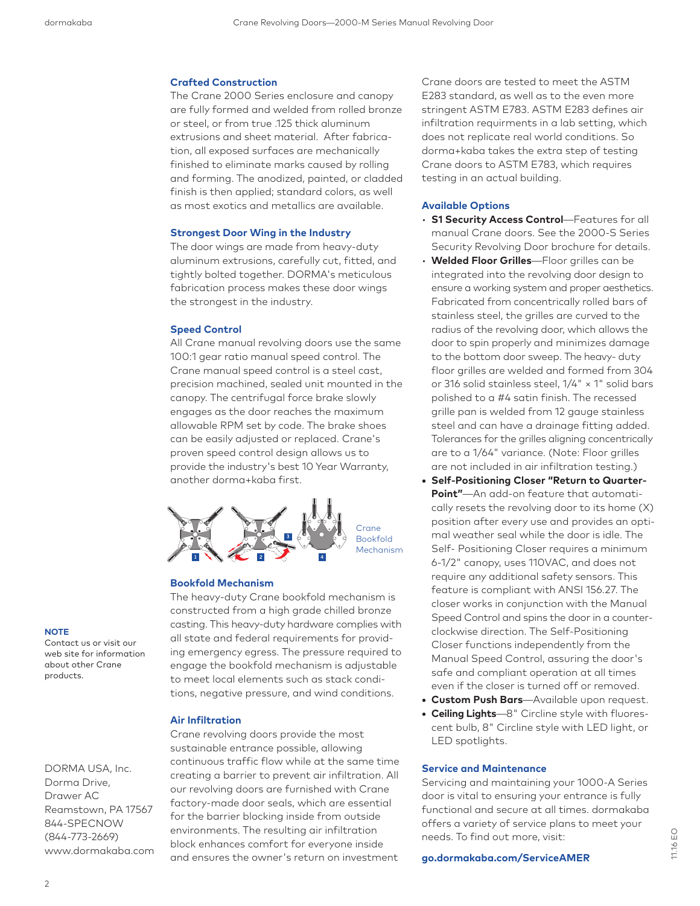## Crafted Construction

The Crane 2000 Series enclosure and canopy are fully formed and welded from rolled bronze or steel, or from true .125 thick aluminum extrusions and sheet material. After fabrication, all exposed surfaces are mechanically finished to eliminate marks caused by rolling and forming. The anodized, painted, or cladded finish is then applied; standard colors, as well as most exotics and metallics are available.

## Strongest Door Wing in the Industry

The door wings are made from heavy-duty aluminum extrusions, carefully cut, fitted, and tightly bolted together. DORMA's meticulous fabrication process makes these door wings the strongest in the industry.

## Speed Control

All Crane manual revolving doors use the same 100:1 gear ratio manual speed control. The Crane manual speed control is a steel cast, precision machined, sealed unit mounted in the canopy. The centrifugal force brake slowly engages as the door reaches the maximum allowable RPM set by code. The brake shoes can be easily adjusted or replaced. Crane's proven speed control design allows us to provide the industry's best 10 Year Warranty, another dorma+kaba first.

1 2 3 4

Crane Bookfold Mechanism

## Bookfold Mechanism

The heavy-duty Crane bookfold mechanism is constructed from a high grade chilled bronze casting. This heavy-duty hardware complies with all state and federal requirements for providing emergency egress. The pressure required to engage the bookfold mechanism is adjustable to meet local elements such as stack conditions, negative pressure, and wind conditions.

## Air Infiltration

Crane revolving doors provide the most sustainable entrance possible, allowing continuous traffic flow while at the same time creating a barrier to prevent air infiltration. All our revolving doors are furnished with Crane factory-made door seals, which are essential for the barrier blocking inside from outside environments. The resulting air infiltration block enhances comfort for everyone inside and ensures the owner's return on investment

Crane doors are tested to meet the ASTM E283 standard, as well as to the even more stringent ASTM E783. ASTM E283 defines air infiltration requirments in a lab setting, which does not replicate real world conditions. So dorma+kaba takes the extra step of testing Crane doors to ASTM E783, which requires testing in an actual building.

## Available Options

- **S1 Security Access Control**—Features for all manual Crane doors. See the 2000-S Series Security Revolving Door brochure for details.
- **Welded Floor Grilles**—Floor grilles can be integrated into the revolving door design to ensure a working system and proper aesthetics. Fabricated from concentrically rolled bars of stainless steel, the grilles are curved to the radius of the revolving door, which allows the door to spin properly and minimizes damage to the bottom door sweep. The heavy- duty floor grilles are welded and formed from 304 or 316 solid stainless steel, 1/4" × 1" solid bars polished to a #4 satin finish. The recessed grille pan is welded from 12 gauge stainless steel and can have a drainage fitting added. Tolerances for the grilles aligning concentrically are to a 1/64" variance. (Note: Floor grilles are not included in air infiltration testing.)
- **Self-Positioning Closer "Return to Quarter-Point"**—An add-on feature that automatically resets the revolving door to its home (X) position after every use and provides an optimal weather seal while the door is idle. The Self- Positioning Closer requires a minimum 6-1/2" canopy, uses 110VAC, and does not require any additional safety sensors. This feature is compliant with ANSI 156.27. The closer works in conjunction with the Manual Speed Control and spins the door in a counter-clockwise direction. The Self-Positioning Closer functions independently from the Manual Speed Control, assuring the door's safe and compliant operation at all times even if the closer is turned off or removed.
- **Custom Push Bars**—Available upon request.
- **Ceiling Lights**—8" Circline style with fluorescent bulb, 8" Circline style with LED light, or LED spotlights.

## Service and Maintenance

Servicing and maintaining your 1000-A Series door is vital to ensuring your entrance is fully functional and secure at all times. dormakaba offers a variety of service plans to meet your needs. To find out more, visit:

**go.dormakaba.com/ServiceAMER**

**NOTE**

Contact us or visit our web site for information about other Crane products.

DORMA USA, Inc.
Dorma Drive,
Drawer AC
Reamstown, PA 17567
844-SPECNOW
(844-773-2669)
www.dormakaba.com

11.16 EO